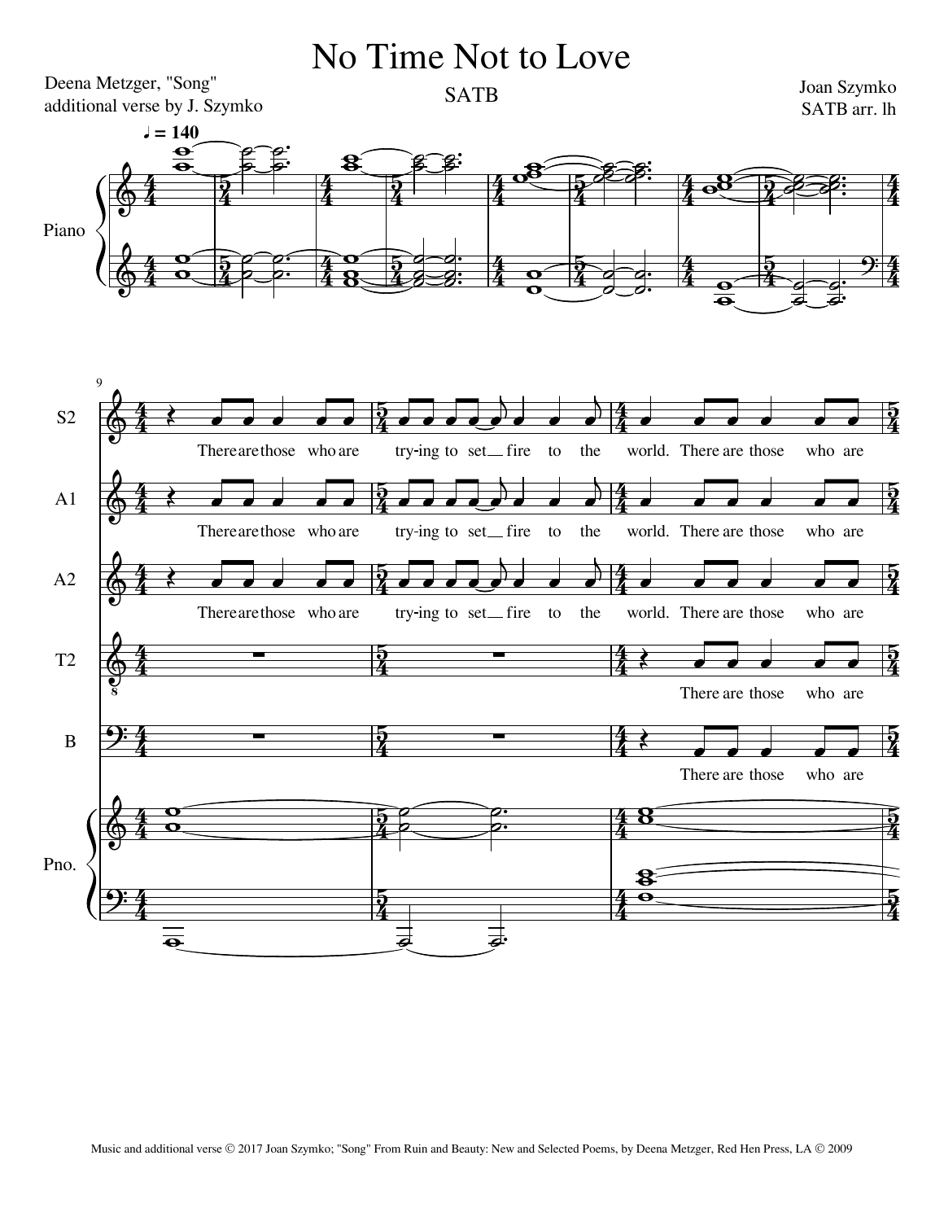# No Time Not to Love

SATB

Deena Metzger, "Song"
additional verse by J. Szymko

Joan Szymko
SATB arr. lh

Music and additional verse © 2017 Joan Szymko; "Song" From Ruin and Beauty: New and Selected Poems, by Deena Metzger, Red Hen Press, LA © 2009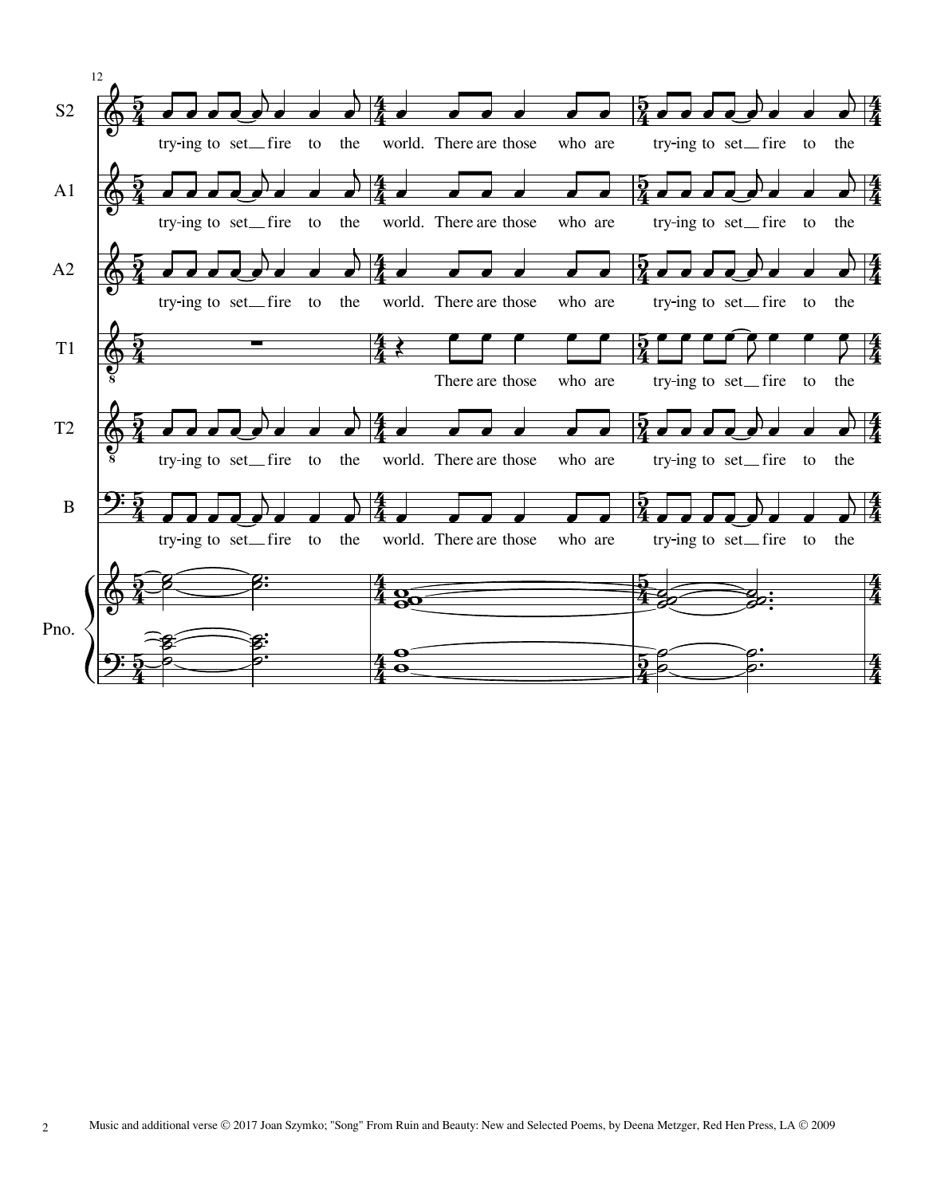Music and additional verse © 2017 Joan Szymko; "Song" From Ruin and Beauty: New and Selected Poems, by Deena Metzger, Red Hen Press, LA © 2009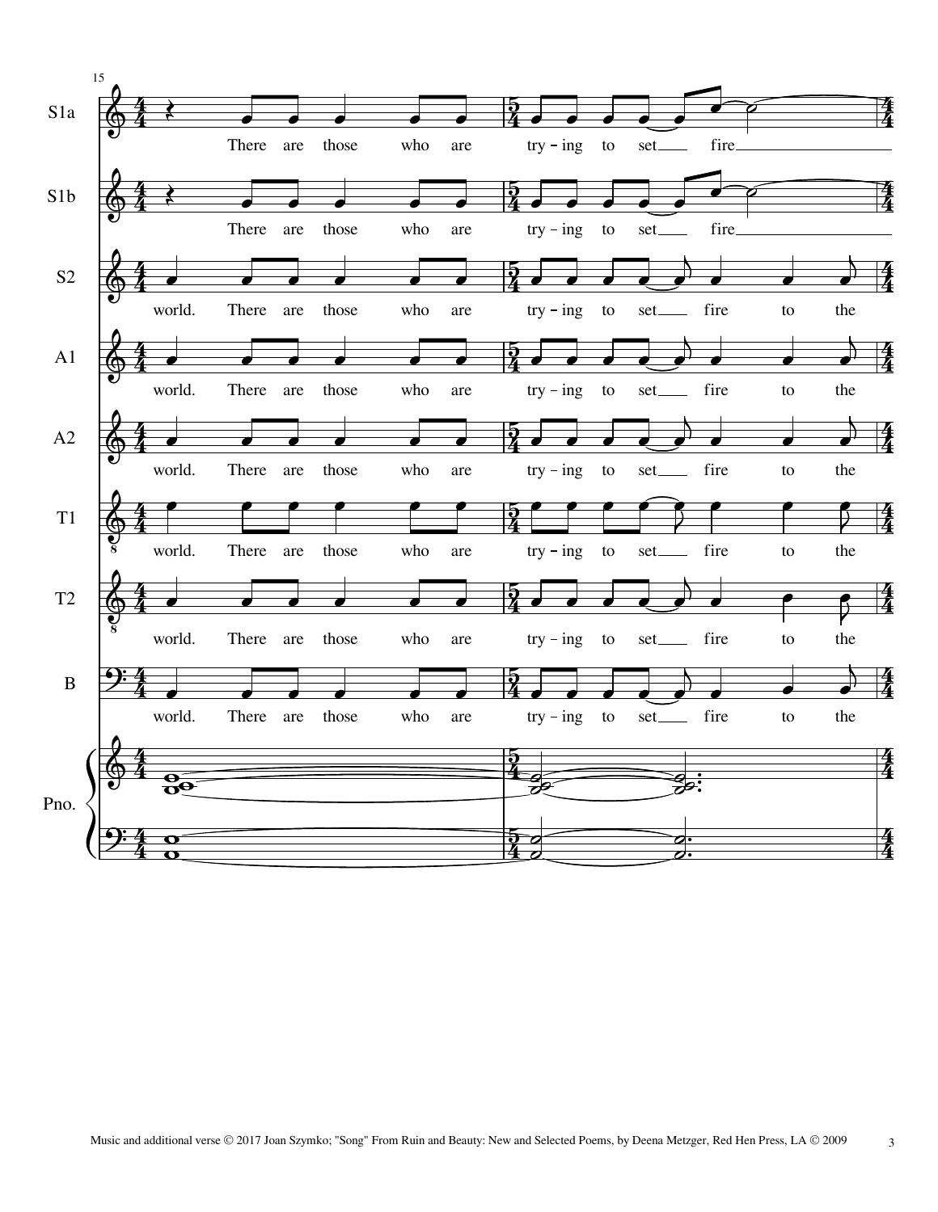15

S1a

There are those who are try – ing to set fire

S1b

There are those who are try – ing to set fire

S2

world. There are those who are try – ing to set fire to the

A1

world. There are those who are try – ing to set fire to the

A2

world. There are those who are try – ing to set fire to the

T1

world. There are those who are try – ing to set fire to the

T2

world. There are those who are try – ing to set fire to the

B

world. There are those who are try – ing to set fire to the

Pno.

Music and additional verse © 2017 Joan Szymko; "Song" From Ruin and Beauty: New and Selected Poems, by Deena Metzger, Red Hen Press, LA © 2009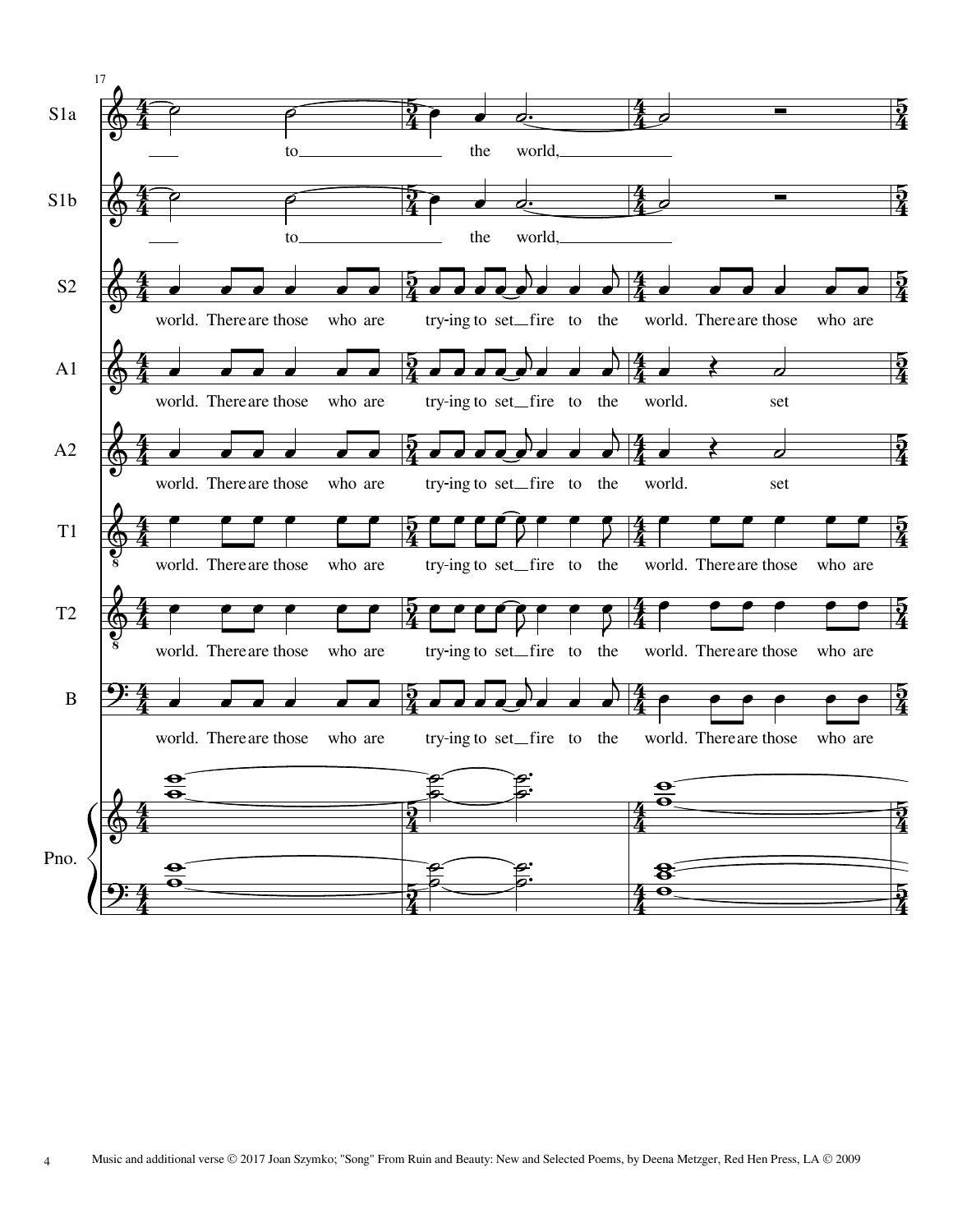17

S1a: to the world,

S1b: to the world,

S2: world. There are those who are try-ing to set fire to the world. There are those who are

A1: world. There are those who are try-ing to set fire to the world. set

A2: world. There are those who are try-ing to set fire to the world. set

T1: world. There are those who are try-ing to set fire to the world. There are those who are

T2: world. There are those who are try-ing to set fire to the world. There are those who are

B: world. There are those who are try-ing to set fire to the world. There are those who are

Pno.

Music and additional verse © 2017 Joan Szymko; "Song" From Ruin and Beauty: New and Selected Poems, by Deena Metzger, Red Hen Press, LA © 2009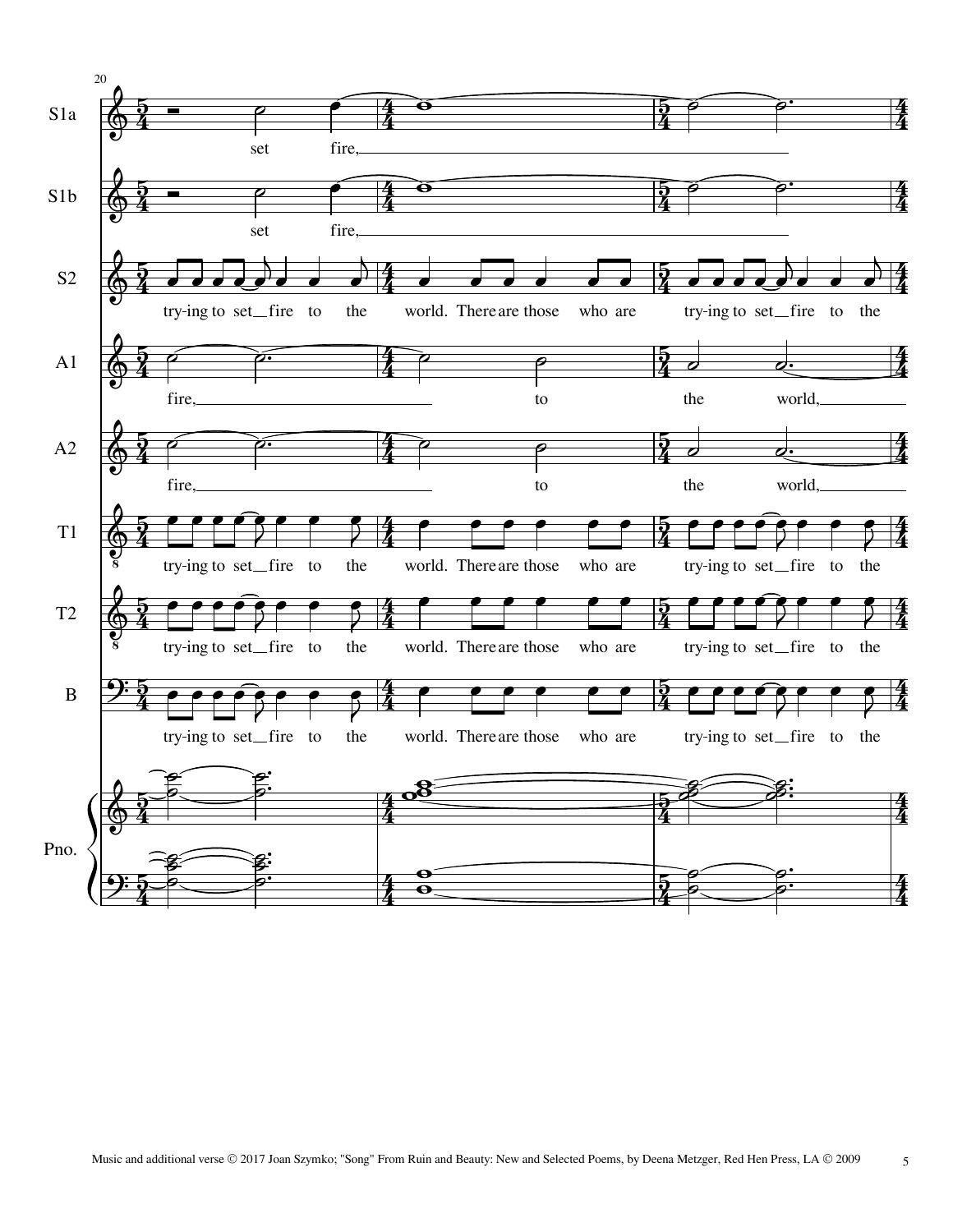20

S1a

set fire,

S1b

set fire,

S2

try-ing to set fire to the world. There are those who are try-ing to set fire to the

A1

fire, to the world,

A2

fire, to the world,

T1

try-ing to set fire to the world. There are those who are try-ing to set fire to the

T2

try-ing to set fire to the world. There are those who are try-ing to set fire to the

B

try-ing to set fire to the world. There are those who are try-ing to set fire to the

Pno.

Music and additional verse © 2017 Joan Szymko; "Song" From Ruin and Beauty: New and Selected Poems, by Deena Metzger, Red Hen Press, LA © 2009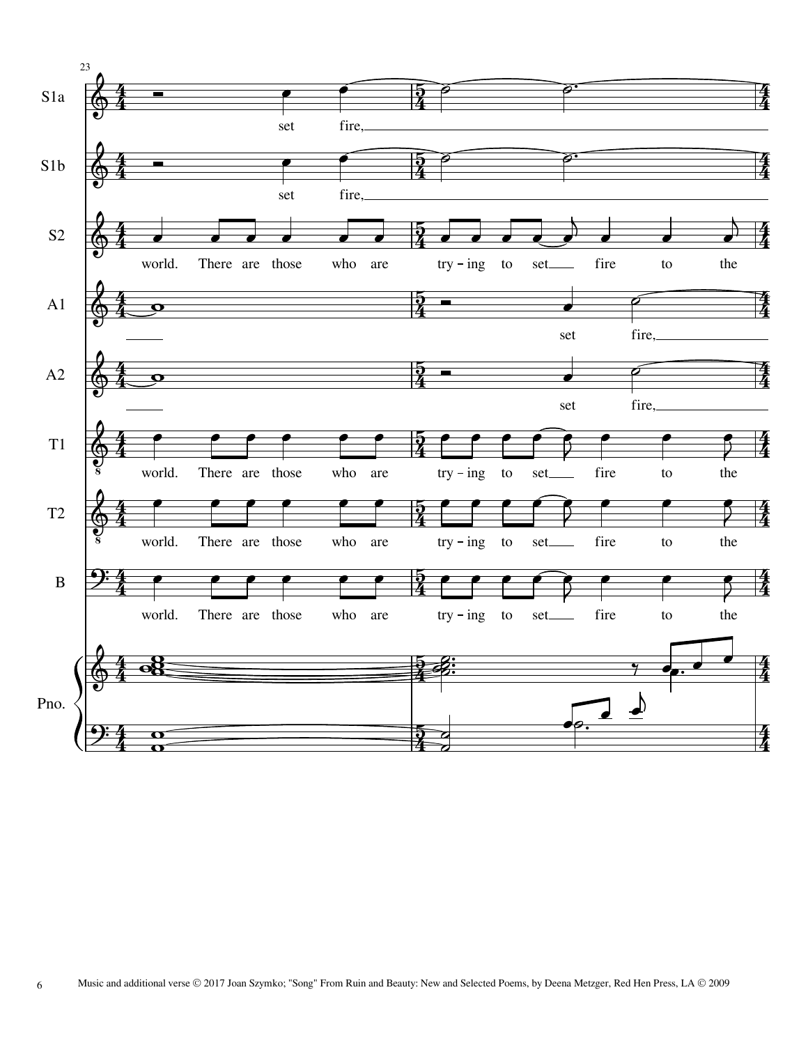23

S1a

set fire,

S1b

set fire,

S2

world. There are those who are try - ing to set fire to the

A1

set fire,

A2

set fire,

T1

world. There are those who are try - ing to set fire to the

T2

world. There are those who are try - ing to set fire to the

B

world. There are those who are try - ing to set fire to the

Pno.

Music and additional verse © 2017 Joan Szymko; "Song" From Ruin and Beauty: New and Selected Poems, by Deena Metzger, Red Hen Press, LA © 2009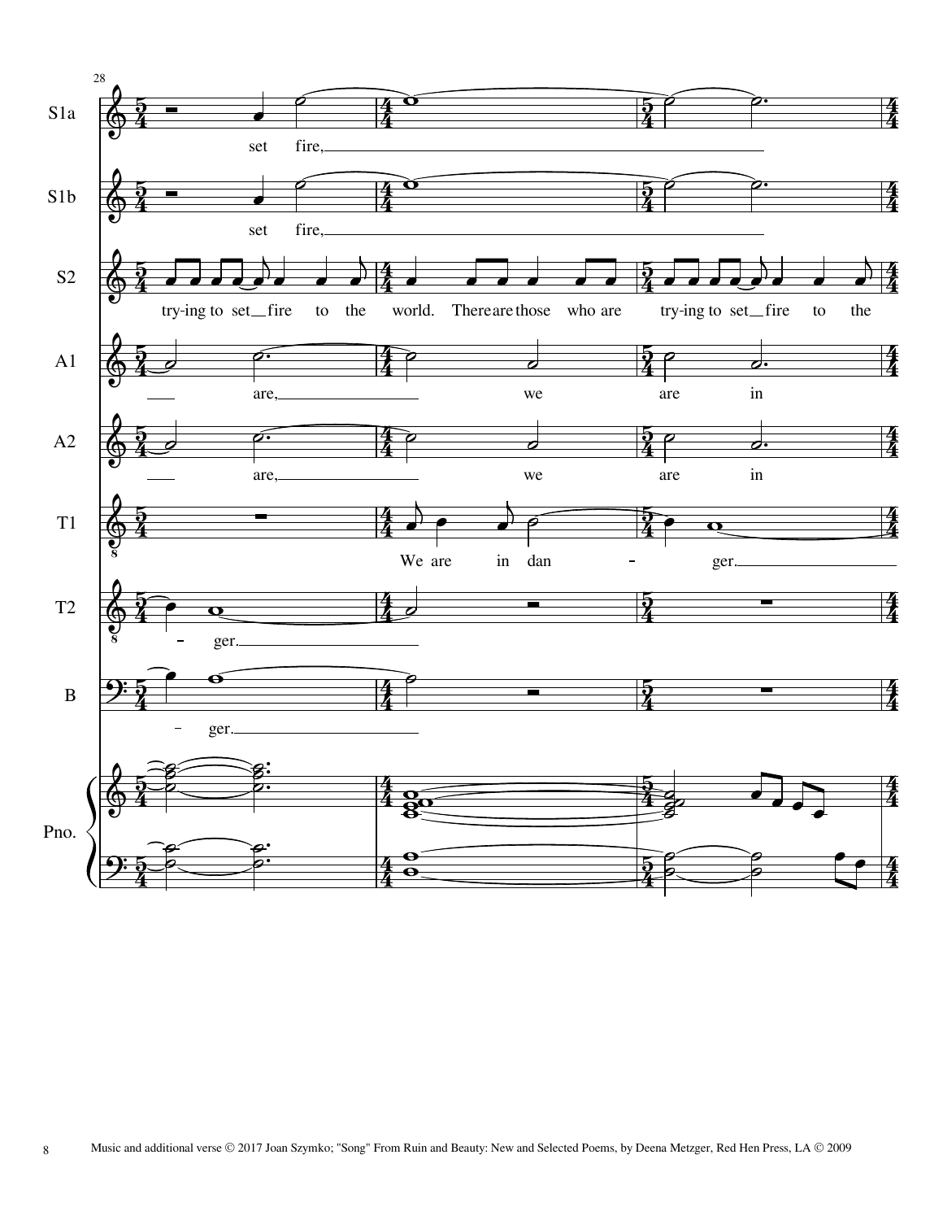Music and additional verse © 2017 Joan Szymko; "Song" From Ruin and Beauty: New and Selected Poems, by Deena Metzger, Red Hen Press, LA © 2009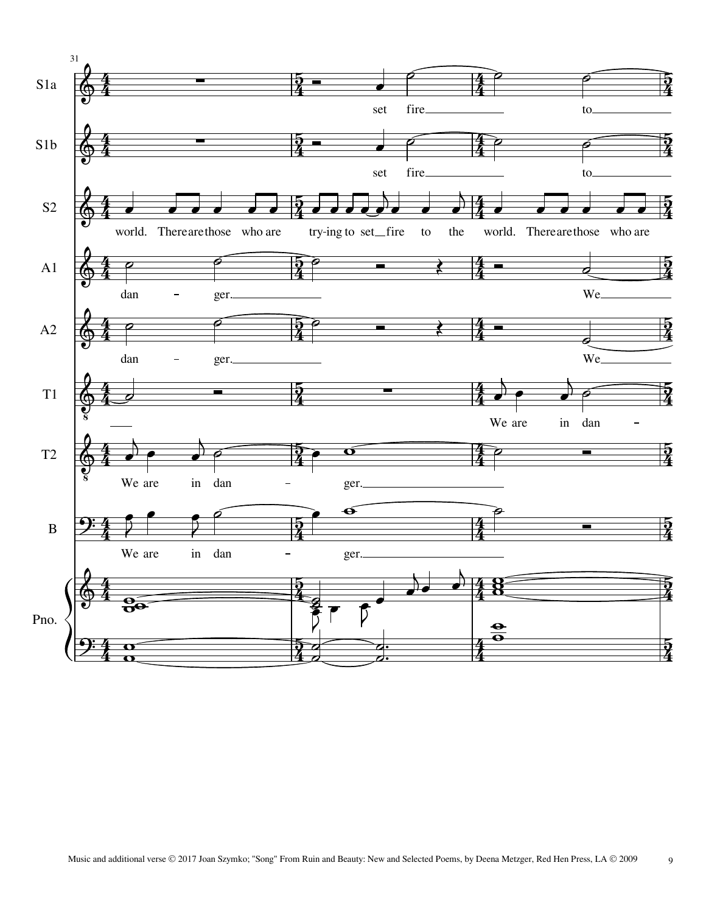31

S1a: set fire to

S1b: set fire to

S2: world. There are those who are try-ing to set fire to the world. There are those who are

A1: dan - ger. We

A2: dan - ger. We

T1: We are in dan -

T2: We are in dan - ger.

B: We are in dan - ger.

Pno.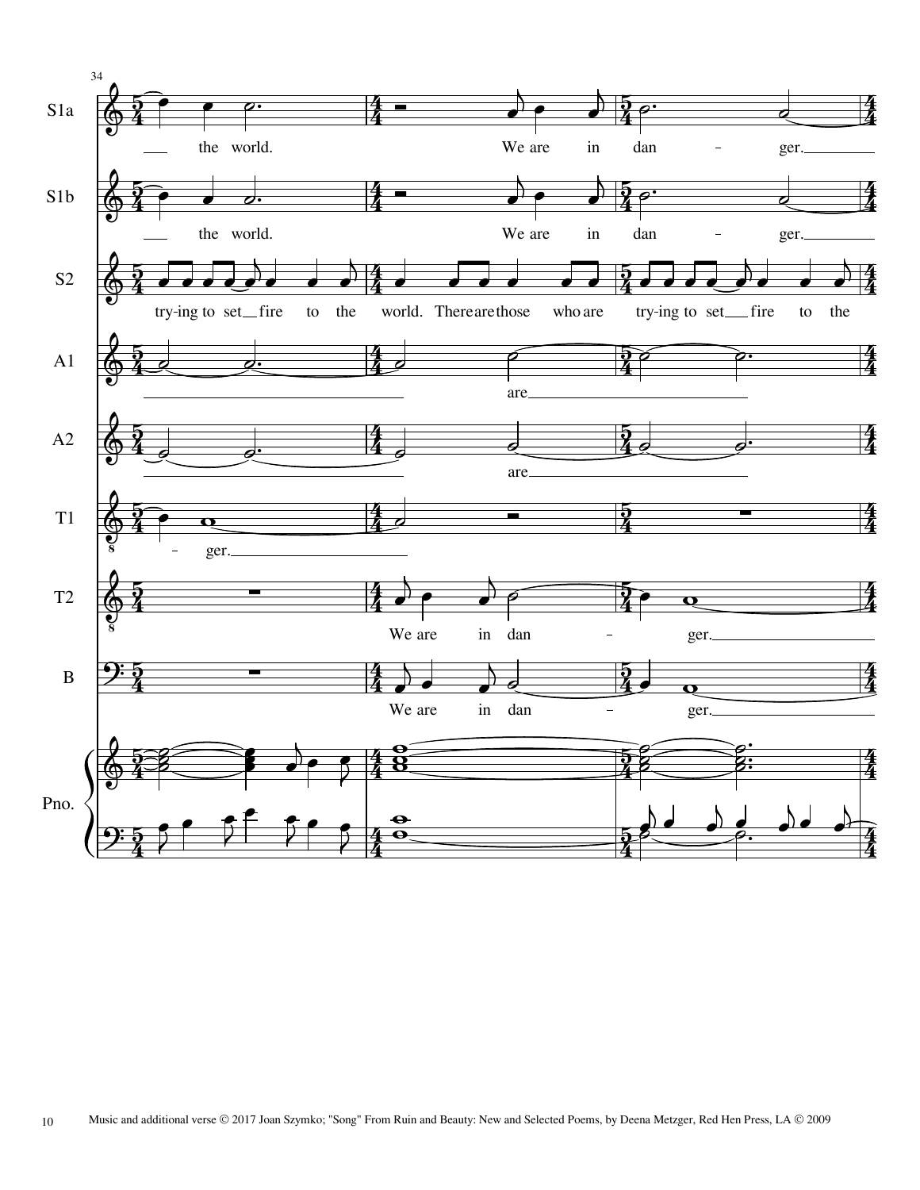Music and additional verse © 2017 Joan Szymko; "Song" From Ruin and Beauty: New and Selected Poems, by Deena Metzger, Red Hen Press, LA © 2009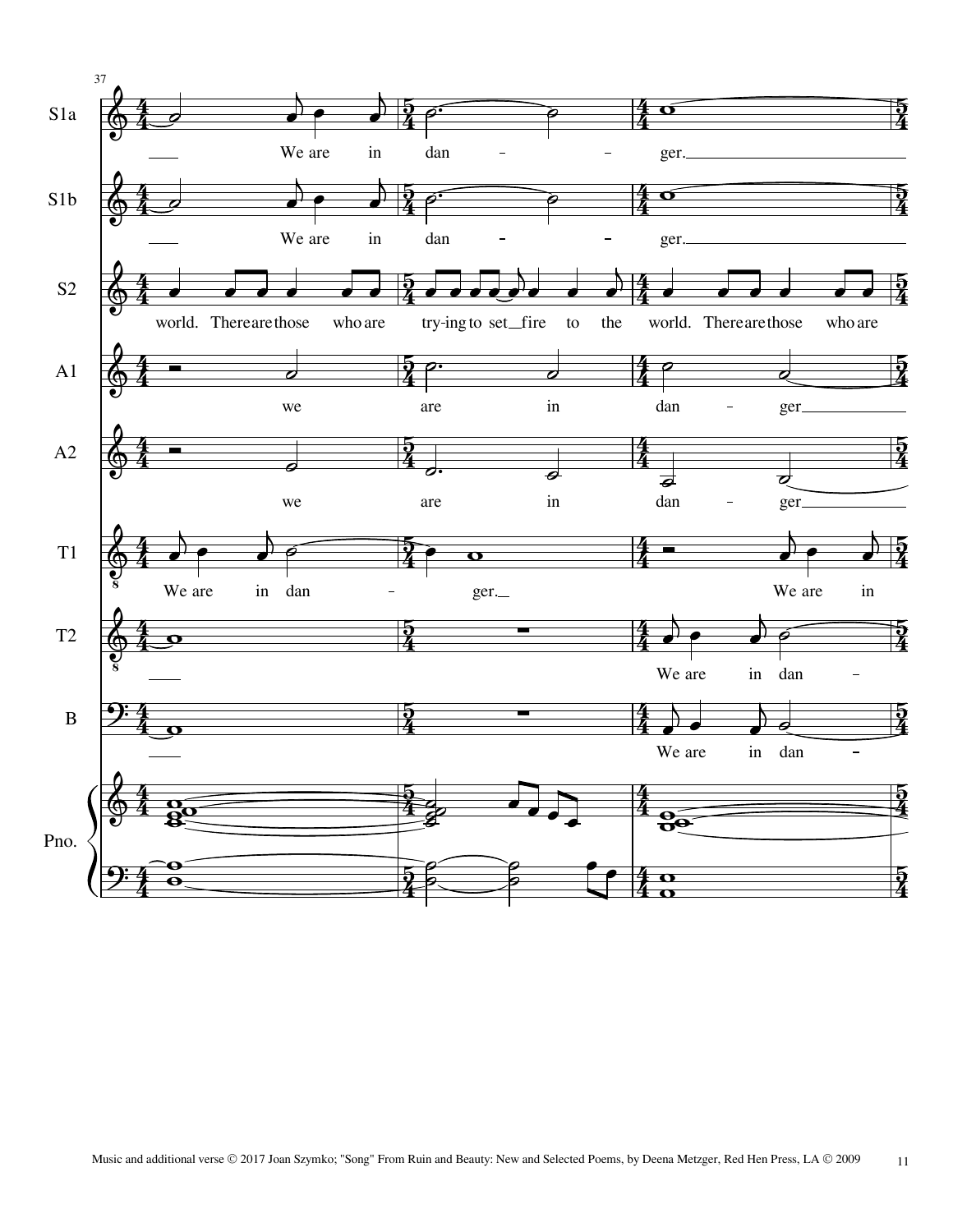37

**S1a:** We are in dan - - ger.

**S1b:** We are in dan - - ger.

**S2:** world. There are those who are try-ing to set_fire to the world. There are those who are

**A1:** we are in dan - ger

**A2:** we are in dan - ger

**T1:** We are in dan - ger._ We are in

**T2:** We are in dan -

**B:** We are in dan -

**Pno.**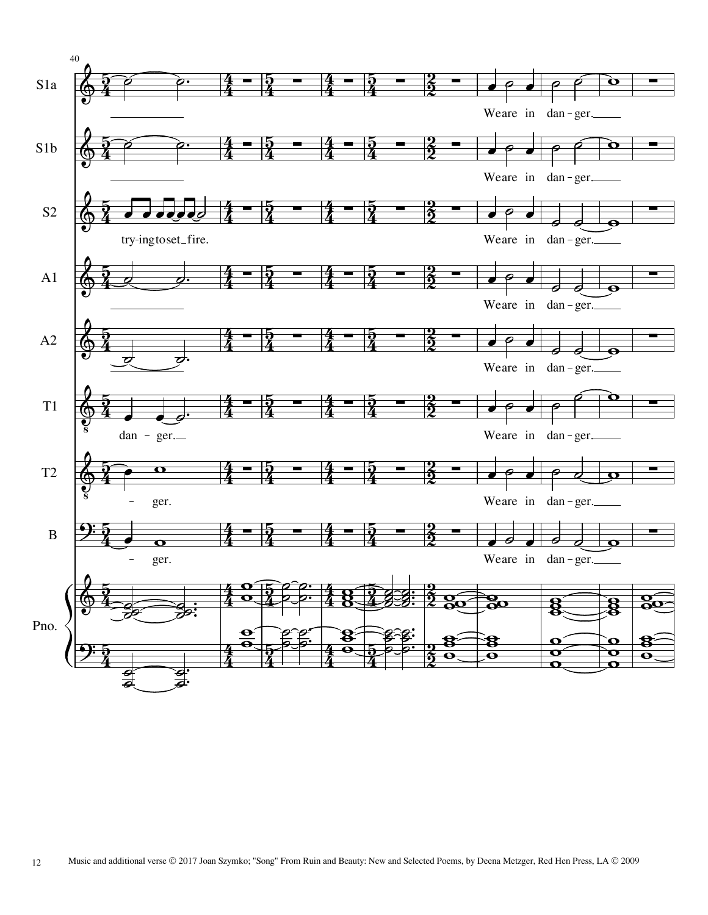Music and additional verse © 2017 Joan Szymko; "Song" From Ruin and Beauty: New and Selected Poems, by Deena Metzger, Red Hen Press, LA © 2009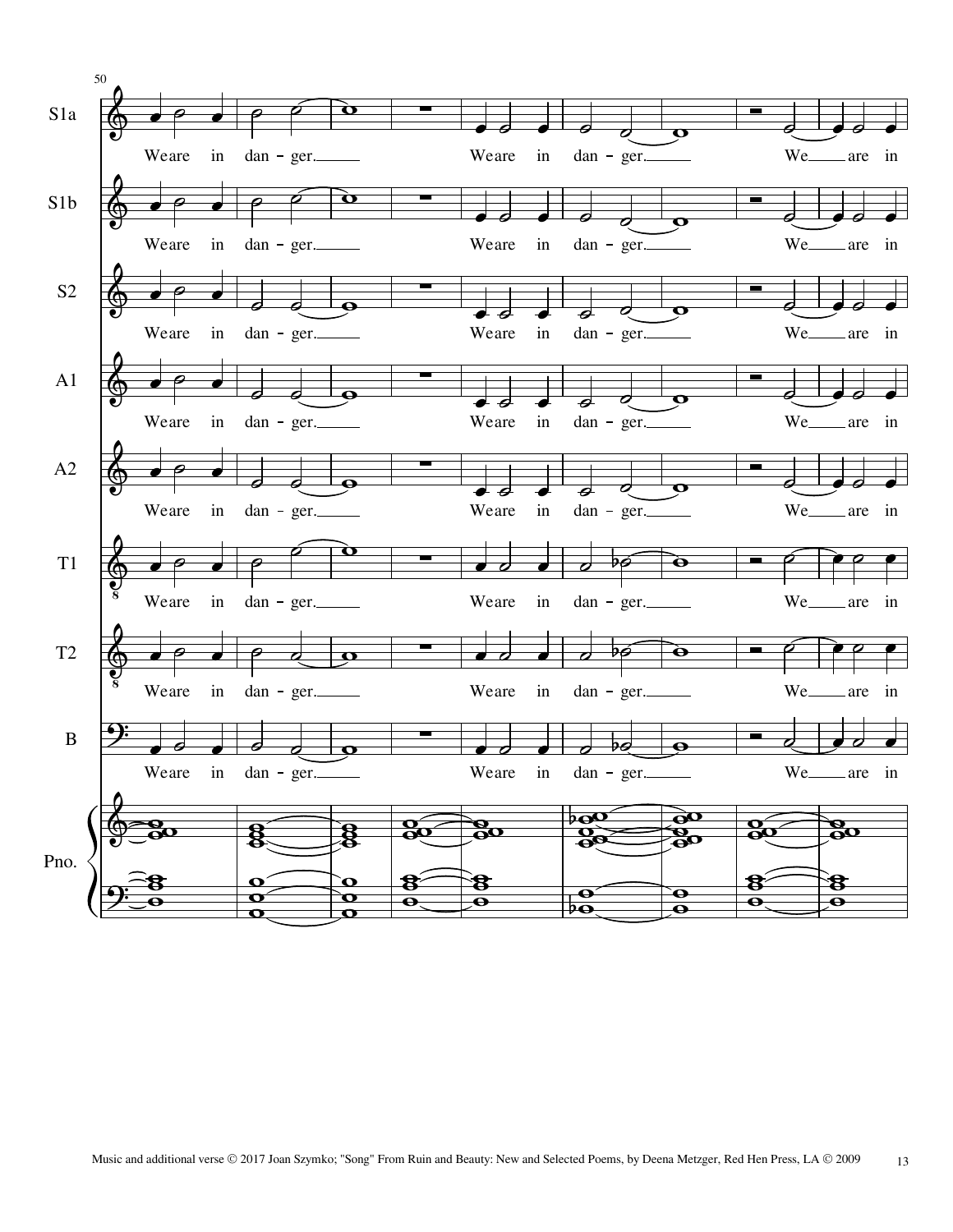Music and additional verse © 2017 Joan Szymko; "Song" From Ruin and Beauty: New and Selected Poems, by Deena Metzger, Red Hen Press, LA © 2009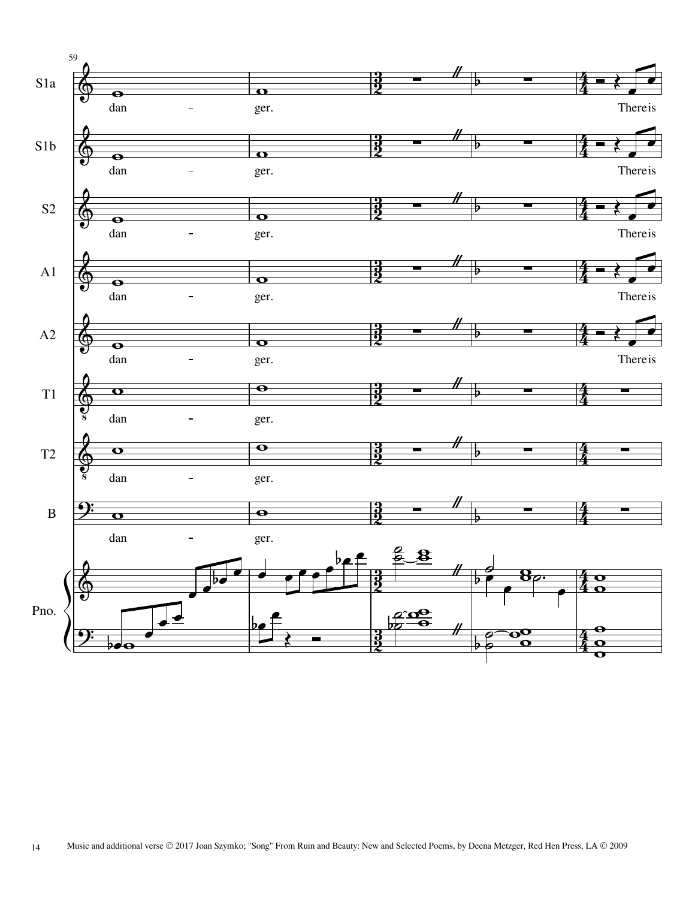59

S1a

dan - ger. There is

S1b

dan - ger. There is

S2

dan - ger. There is

A1

dan - ger. There is

A2

dan - ger. There is

T1

dan - ger.

T2

dan - ger.

B

dan - ger.

Pno.

Music and additional verse © 2017 Joan Szymko; "Song" From Ruin and Beauty: New and Selected Poems, by Deena Metzger, Red Hen Press, LA © 2009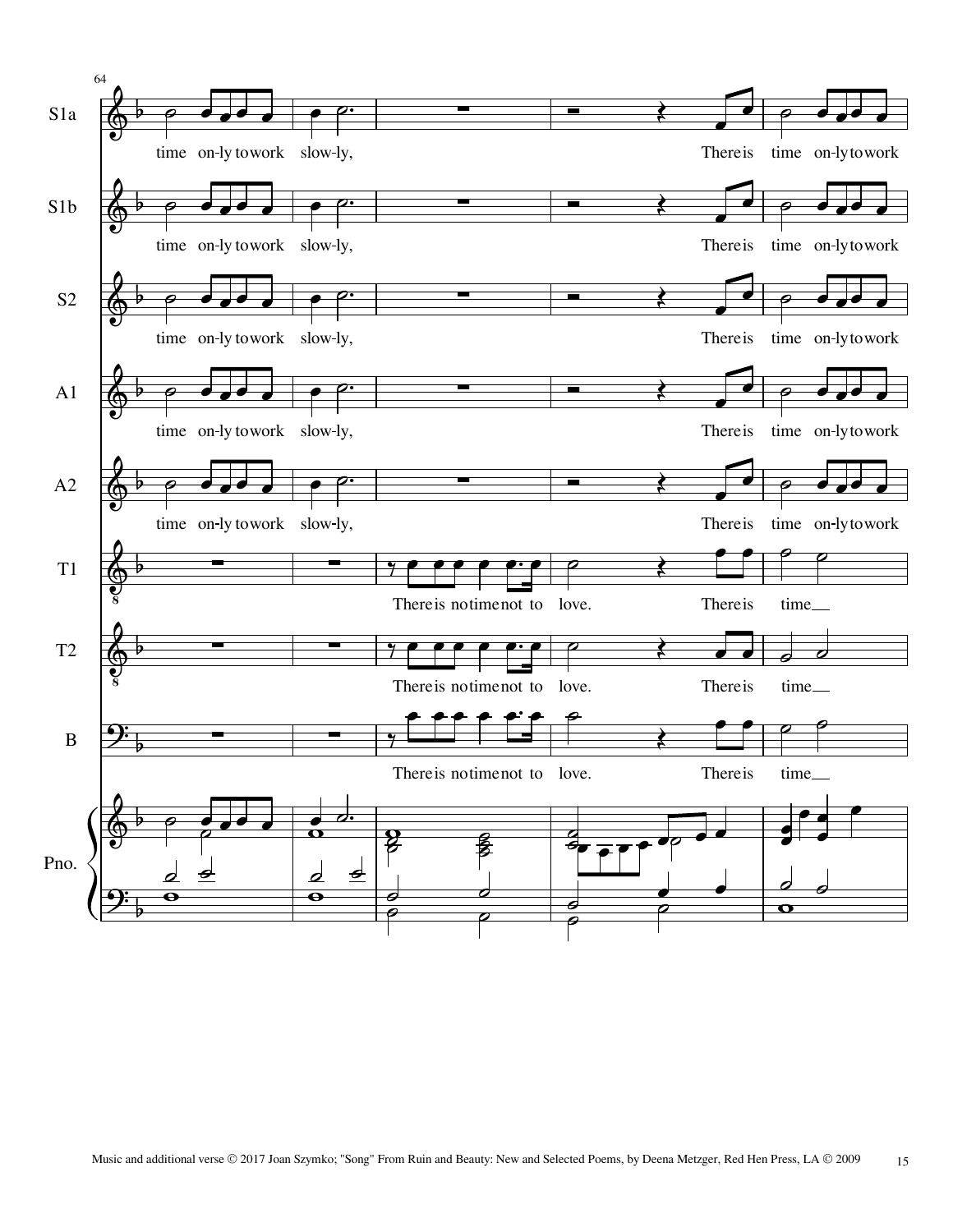Music and additional verse © 2017 Joan Szymko; "Song" From Ruin and Beauty: New and Selected Poems, by Deena Metzger, Red Hen Press, LA © 2009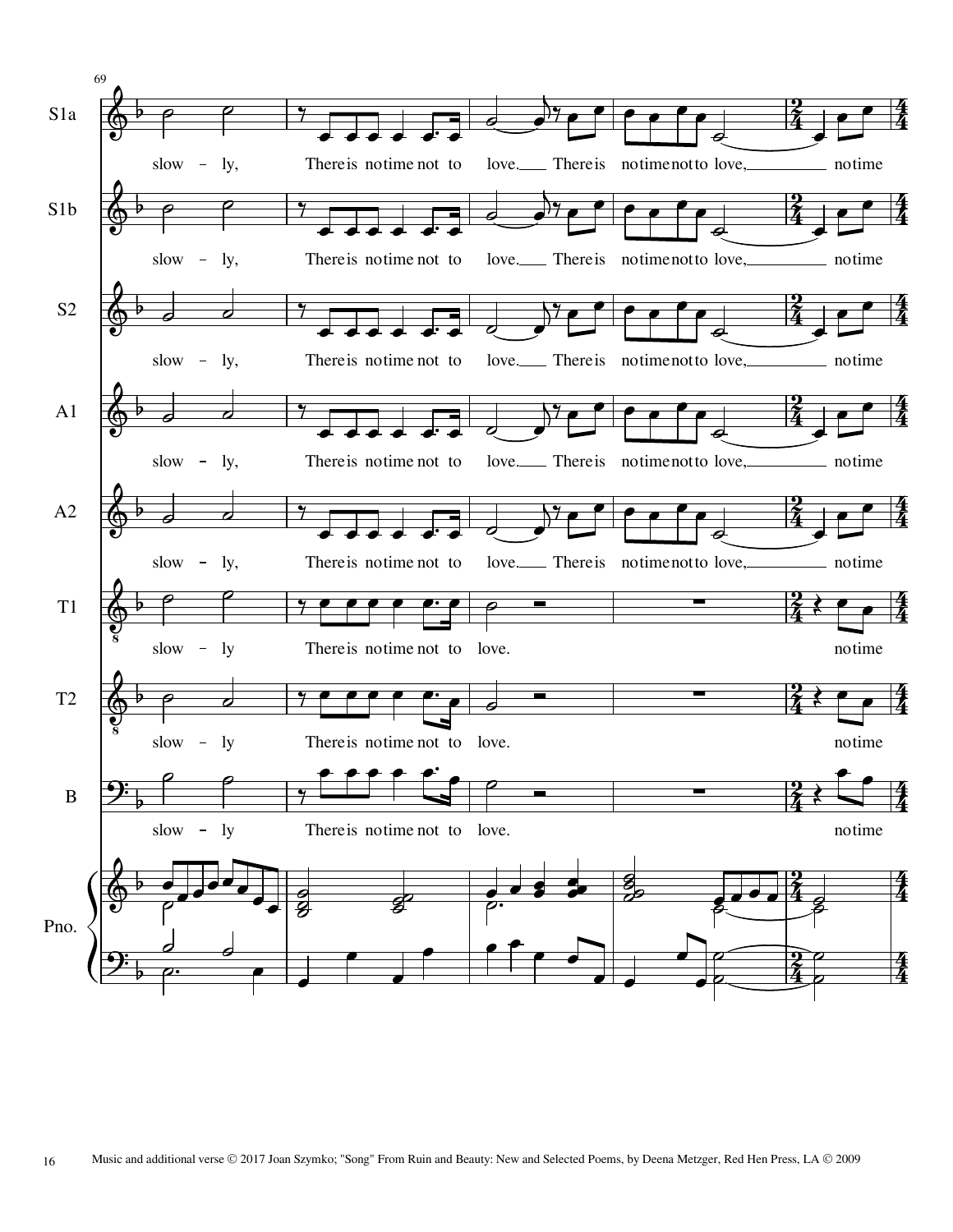Music and additional verse © 2017 Joan Szymko; "Song" From Ruin and Beauty: New and Selected Poems, by Deena Metzger, Red Hen Press, LA © 2009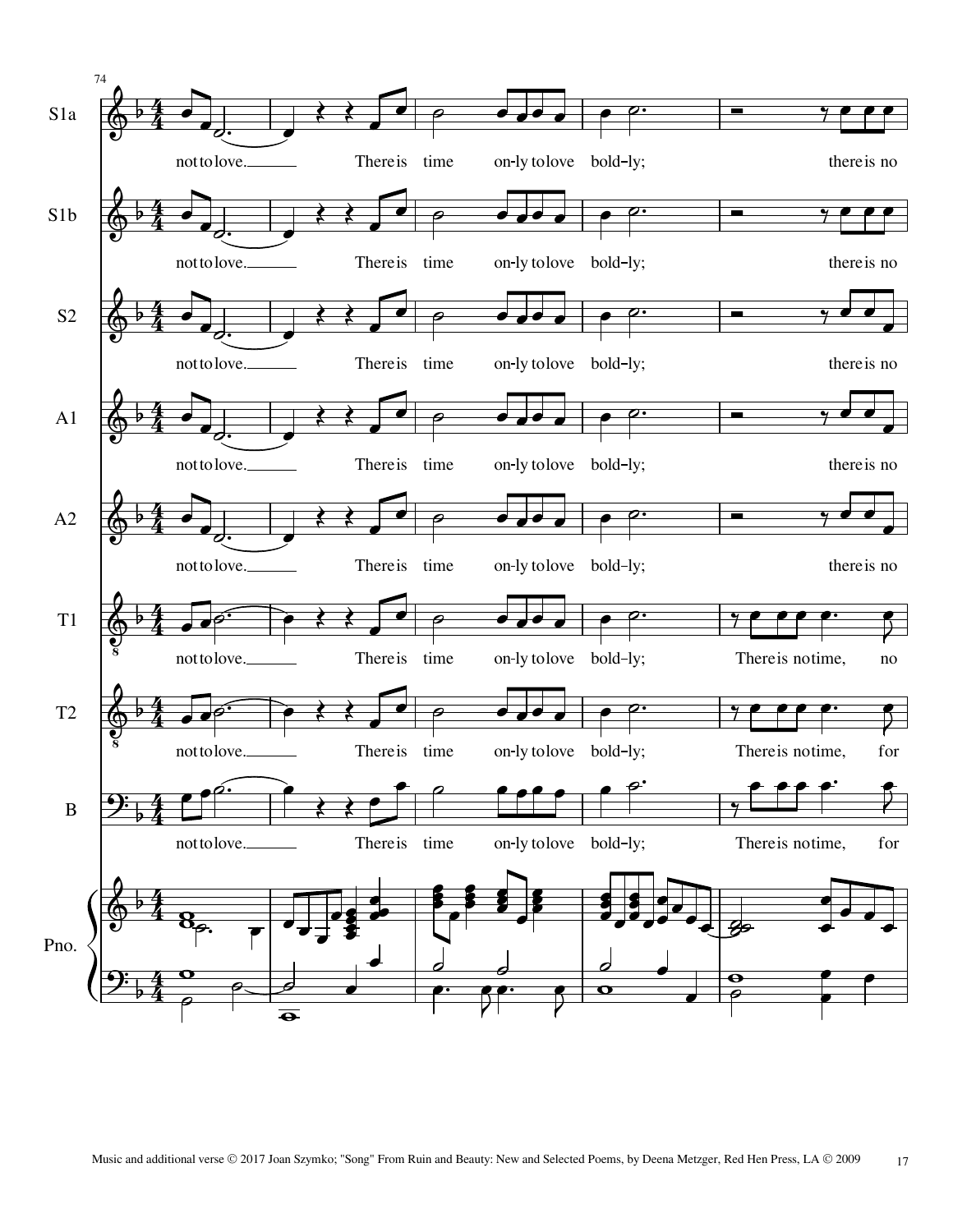74

**S1a:** not to love. There is time on-ly to love bold-ly; there is no

**S1b:** not to love. There is time on-ly to love bold-ly; there is no

**S2:** not to love. There is time on-ly to love bold-ly; there is no

**A1:** not to love. There is time on-ly to love bold-ly; there is no

**A2:** not to love. There is time on-ly to love bold-ly; there is no

**T1:** not to love. There is time on-ly to love bold-ly; There is no time, no

**T2:** not to love. There is time on-ly to love bold-ly; There is no time, for

**B:** not to love. There is time on-ly to love bold-ly; There is no time, for

**Pno.**

Music and additional verse © 2017 Joan Szymko; "Song" From Ruin and Beauty: New and Selected Poems, by Deena Metzger, Red Hen Press, LA © 2009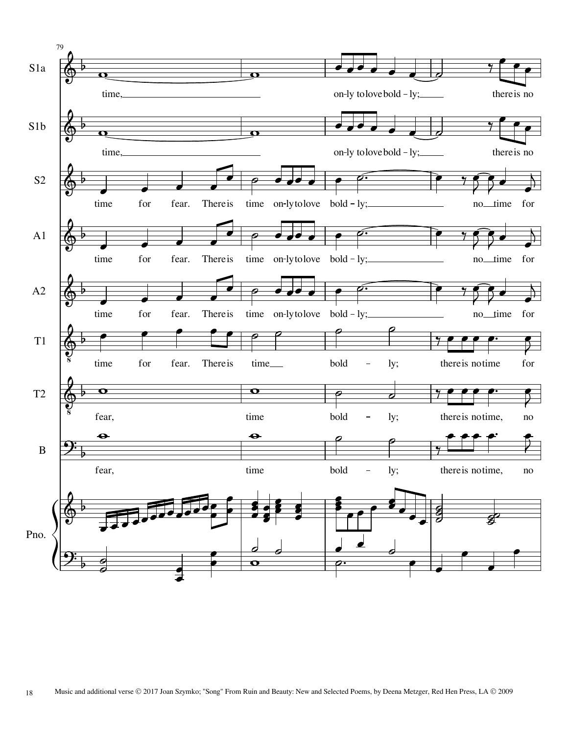Music and additional verse © 2017 Joan Szymko; "Song" From Ruin and Beauty: New and Selected Poems, by Deena Metzger, Red Hen Press, LA © 2009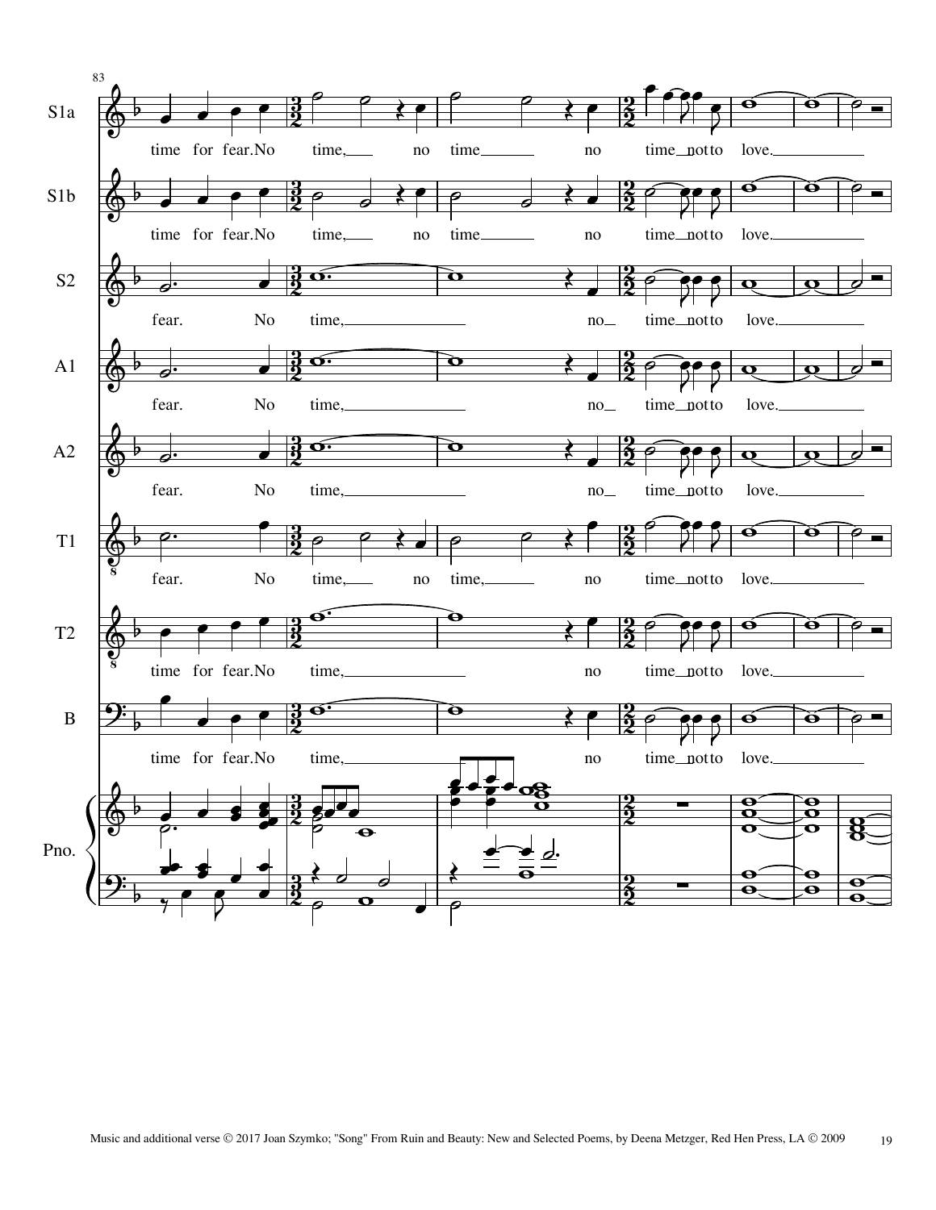Music and additional verse © 2017 Joan Szymko; "Song" From Ruin and Beauty: New and Selected Poems, by Deena Metzger, Red Hen Press, LA © 2009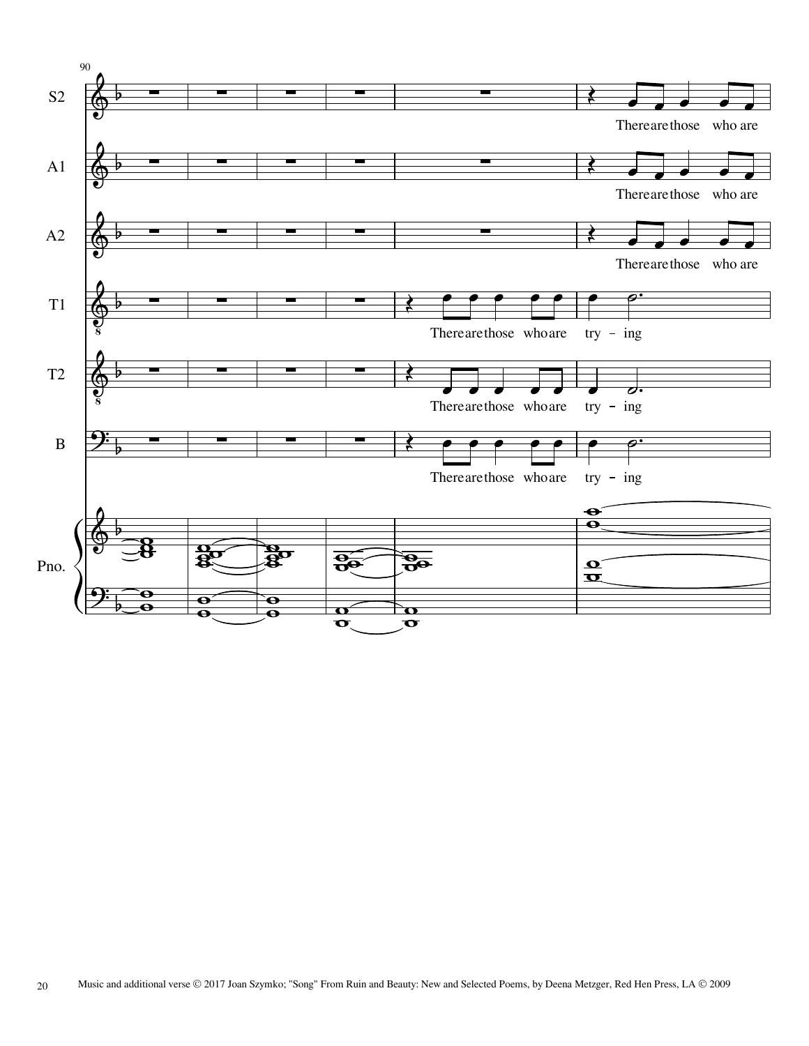90

S2

A1

A2

T1

T2

B

Pno.

There are those who are

There are those who are

There are those who are

There are those who are try - ing

There are those who are try - ing

There are those who are try - ing

Music and additional verse © 2017 Joan Szymko; "Song" From Ruin and Beauty: New and Selected Poems, by Deena Metzger, Red Hen Press, LA © 2009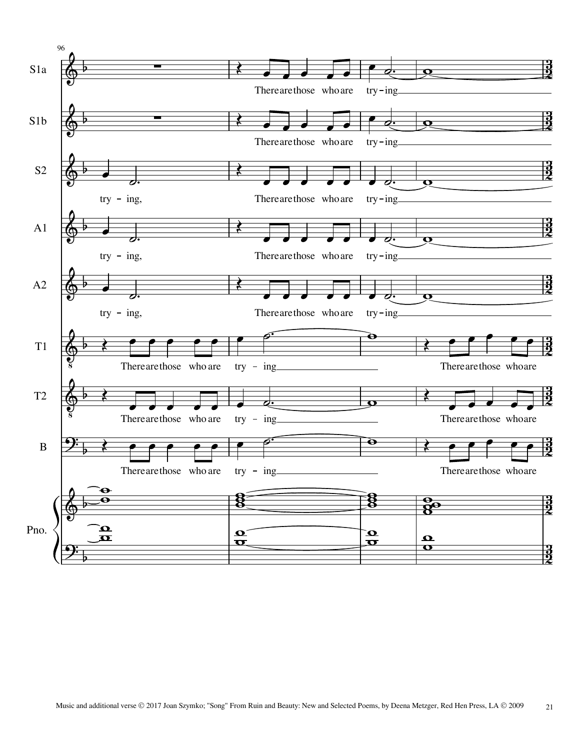Music and additional verse © 2017 Joan Szymko; "Song" From Ruin and Beauty: New and Selected Poems, by Deena Metzger, Red Hen Press, LA © 2009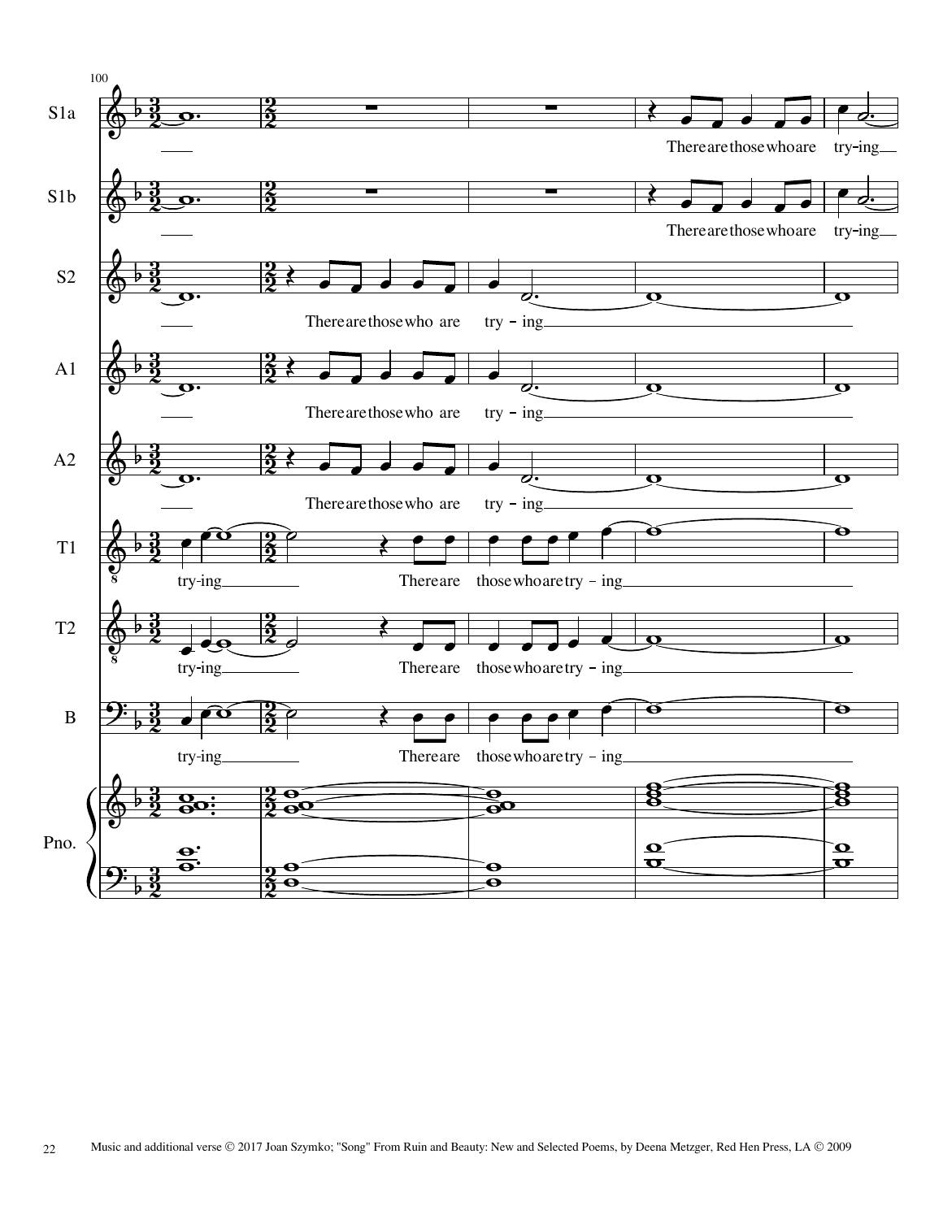Music and additional verse © 2017 Joan Szymko; "Song" From Ruin and Beauty: New and Selected Poems, by Deena Metzger, Red Hen Press, LA © 2009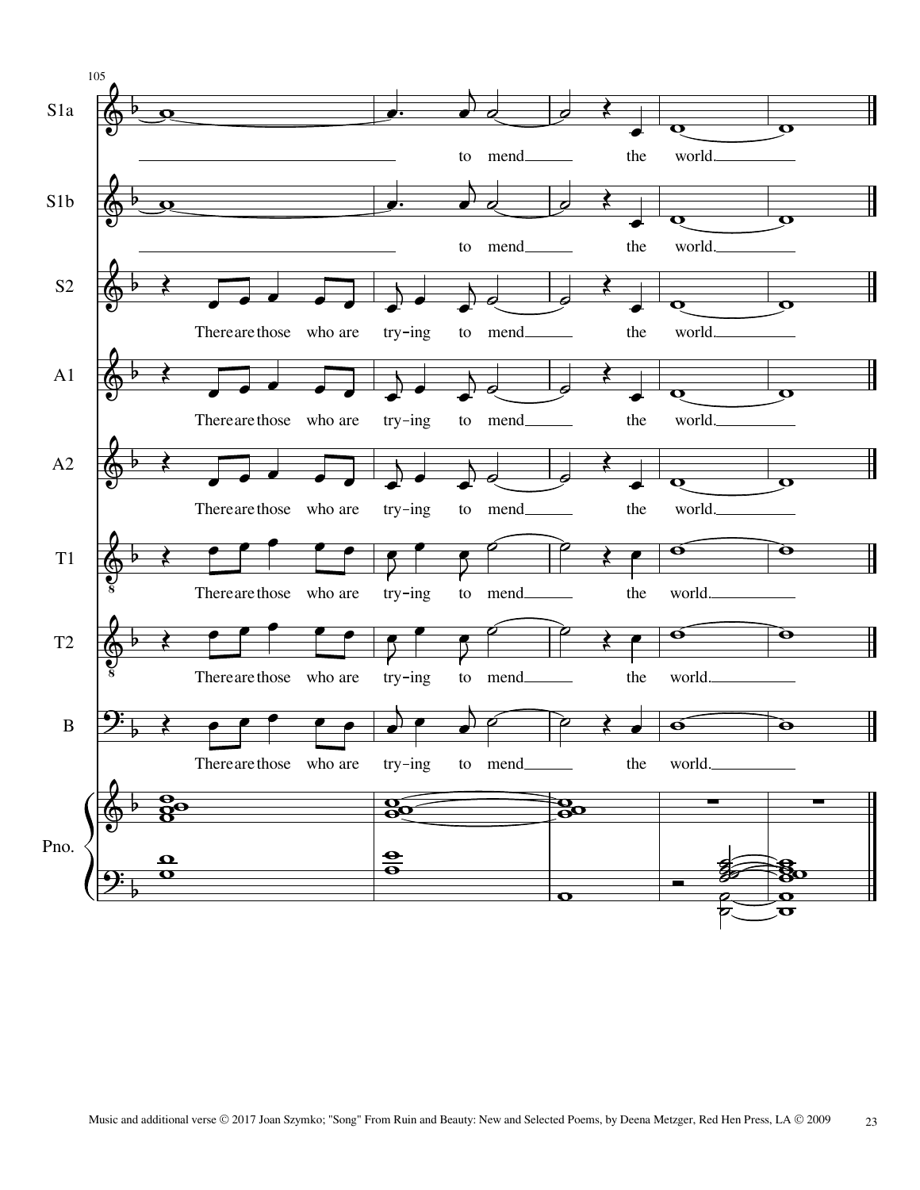105

S1a: to mend the world.

S1b: to mend the world.

S2: There are those who are try-ing to mend the world.

A1: There are those who are try-ing to mend the world.

A2: There are those who are try-ing to mend the world.

T1: There are those who are try-ing to mend the world.

T2: There are those who are try-ing to mend the world.

B: There are those who are try-ing to mend the world.

Pno.

Music and additional verse © 2017 Joan Szymko; "Song" From Ruin and Beauty: New and Selected Poems, by Deena Metzger, Red Hen Press, LA © 2009